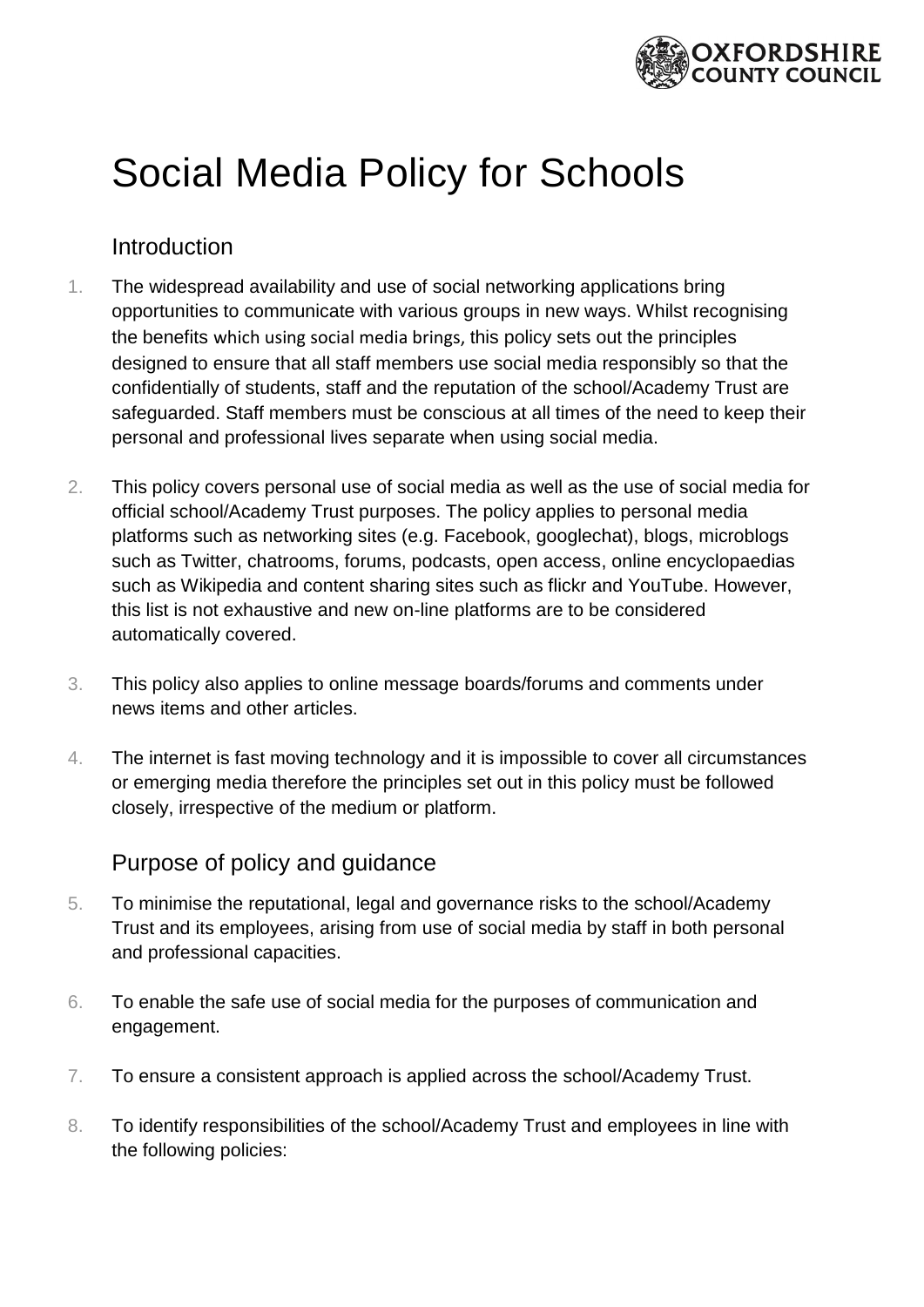# Social Media Policy for Schools

## Introduction

1. The widespread availability and use of social networking applications bring opportunities to communicate with various groups in new ways. Whilst recognising the benefits which using social media brings, this policy sets out the principles designed to ensure that all staff members use social media responsibly so that the confidentially of students, staff and the reputation of the school/Academy Trust are safeguarded. Staff members must be conscious at all times of the need to keep their personal and professional lives separate when using social media.

2. This policy covers personal use of social media as well as the use of social media for official school/Academy Trust purposes. The policy applies to personal media platforms such as networking sites (e.g. Facebook, googlechat), blogs, microblogs such as Twitter, chatrooms, forums, podcasts, open access, online encyclopaedias such as Wikipedia and content sharing sites such as flickr and YouTube. However, this list is not exhaustive and new on-line platforms are to be considered automatically covered.

3. This policy also applies to online message boards/forums and comments under news items and other articles.

4. The internet is fast moving technology and it is impossible to cover all circumstances or emerging media therefore the principles set out in this policy must be followed closely, irrespective of the medium or platform.

## Purpose of policy and guidance

5. To minimise the reputational, legal and governance risks to the school/Academy Trust and its employees, arising from use of social media by staff in both personal and professional capacities.

6. To enable the safe use of social media for the purposes of communication and engagement.

7. To ensure a consistent approach is applied across the school/Academy Trust.

8. To identify responsibilities of the school/Academy Trust and employees in line with the following policies: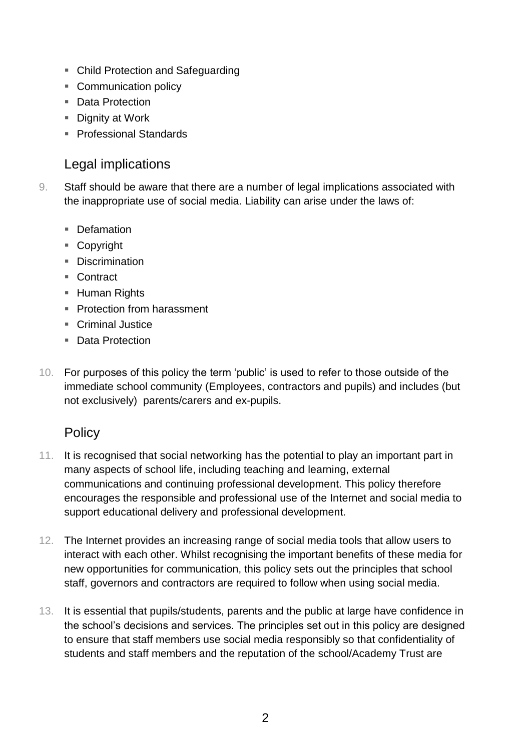- Child Protection and Safeguarding
- Communication policy
- Data Protection
- Dignity at Work
- Professional Standards

## Legal implications

9. Staff should be aware that there are a number of legal implications associated with the inappropriate use of social media. Liability can arise under the laws of:

   - Defamation
   - Copyright
   - Discrimination
   - Contract
   - Human Rights
   - Protection from harassment
   - Criminal Justice
   - Data Protection

10. For purposes of this policy the term 'public' is used to refer to those outside of the immediate school community (Employees, contractors and pupils) and includes (but not exclusively) parents/carers and ex-pupils.

## Policy

11. It is recognised that social networking has the potential to play an important part in many aspects of school life, including teaching and learning, external communications and continuing professional development. This policy therefore encourages the responsible and professional use of the Internet and social media to support educational delivery and professional development.

12. The Internet provides an increasing range of social media tools that allow users to interact with each other. Whilst recognising the important benefits of these media for new opportunities for communication, this policy sets out the principles that school staff, governors and contractors are required to follow when using social media.

13. It is essential that pupils/students, parents and the public at large have confidence in the school's decisions and services. The principles set out in this policy are designed to ensure that staff members use social media responsibly so that confidentiality of students and staff members and the reputation of the school/Academy Trust are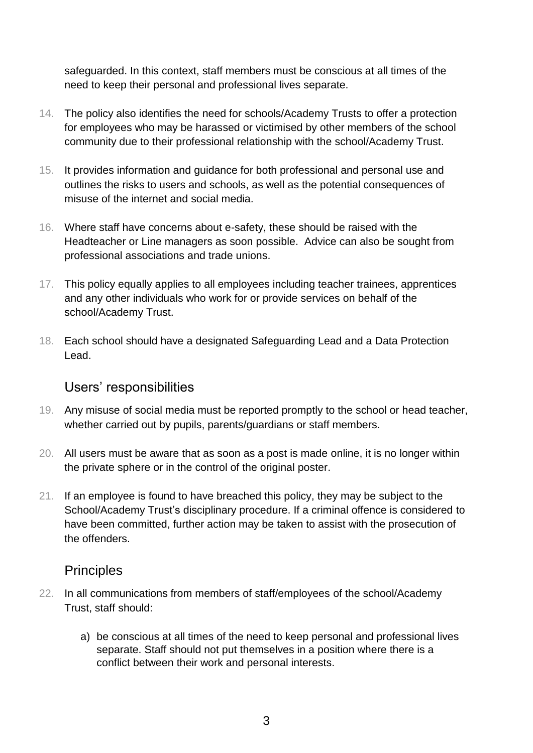safeguarded. In this context, staff members must be conscious at all times of the need to keep their personal and professional lives separate.

14. The policy also identifies the need for schools/Academy Trusts to offer a protection for employees who may be harassed or victimised by other members of the school community due to their professional relationship with the school/Academy Trust.

15. It provides information and guidance for both professional and personal use and outlines the risks to users and schools, as well as the potential consequences of misuse of the internet and social media.

16. Where staff have concerns about e-safety, these should be raised with the Headteacher or Line managers as soon possible. Advice can also be sought from professional associations and trade unions.

17. This policy equally applies to all employees including teacher trainees, apprentices and any other individuals who work for or provide services on behalf of the school/Academy Trust.

18. Each school should have a designated Safeguarding Lead and a Data Protection Lead.

## Users' responsibilities

19. Any misuse of social media must be reported promptly to the school or head teacher, whether carried out by pupils, parents/guardians or staff members.

20. All users must be aware that as soon as a post is made online, it is no longer within the private sphere or in the control of the original poster.

21. If an employee is found to have breached this policy, they may be subject to the School/Academy Trust's disciplinary procedure. If a criminal offence is considered to have been committed, further action may be taken to assist with the prosecution of the offenders.

## Principles

22. In all communications from members of staff/employees of the school/Academy Trust, staff should:

    a) be conscious at all times of the need to keep personal and professional lives separate. Staff should not put themselves in a position where there is a conflict between their work and personal interests.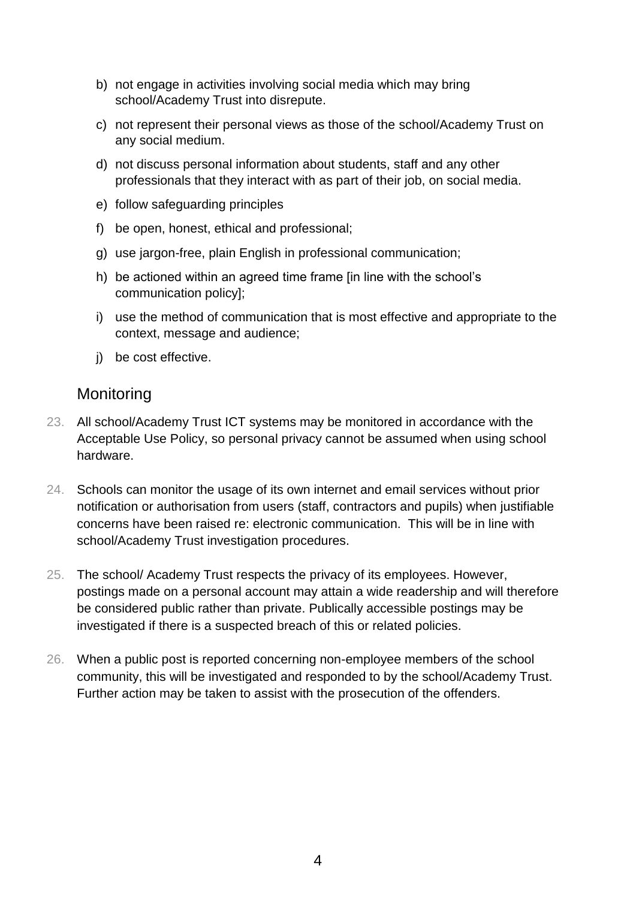b) not engage in activities involving social media which may bring school/Academy Trust into disrepute.

c) not represent their personal views as those of the school/Academy Trust on any social medium.

d) not discuss personal information about students, staff and any other professionals that they interact with as part of their job, on social media.

e) follow safeguarding principles

f) be open, honest, ethical and professional;

g) use jargon-free, plain English in professional communication;

h) be actioned within an agreed time frame [in line with the school's communication policy];

i) use the method of communication that is most effective and appropriate to the context, message and audience;

j) be cost effective.

## Monitoring

23. All school/Academy Trust ICT systems may be monitored in accordance with the Acceptable Use Policy, so personal privacy cannot be assumed when using school hardware.

24. Schools can monitor the usage of its own internet and email services without prior notification or authorisation from users (staff, contractors and pupils) when justifiable concerns have been raised re: electronic communication. This will be in line with school/Academy Trust investigation procedures.

25. The school/ Academy Trust respects the privacy of its employees. However, postings made on a personal account may attain a wide readership and will therefore be considered public rather than private. Publically accessible postings may be investigated if there is a suspected breach of this or related policies.

26. When a public post is reported concerning non-employee members of the school community, this will be investigated and responded to by the school/Academy Trust. Further action may be taken to assist with the prosecution of the offenders.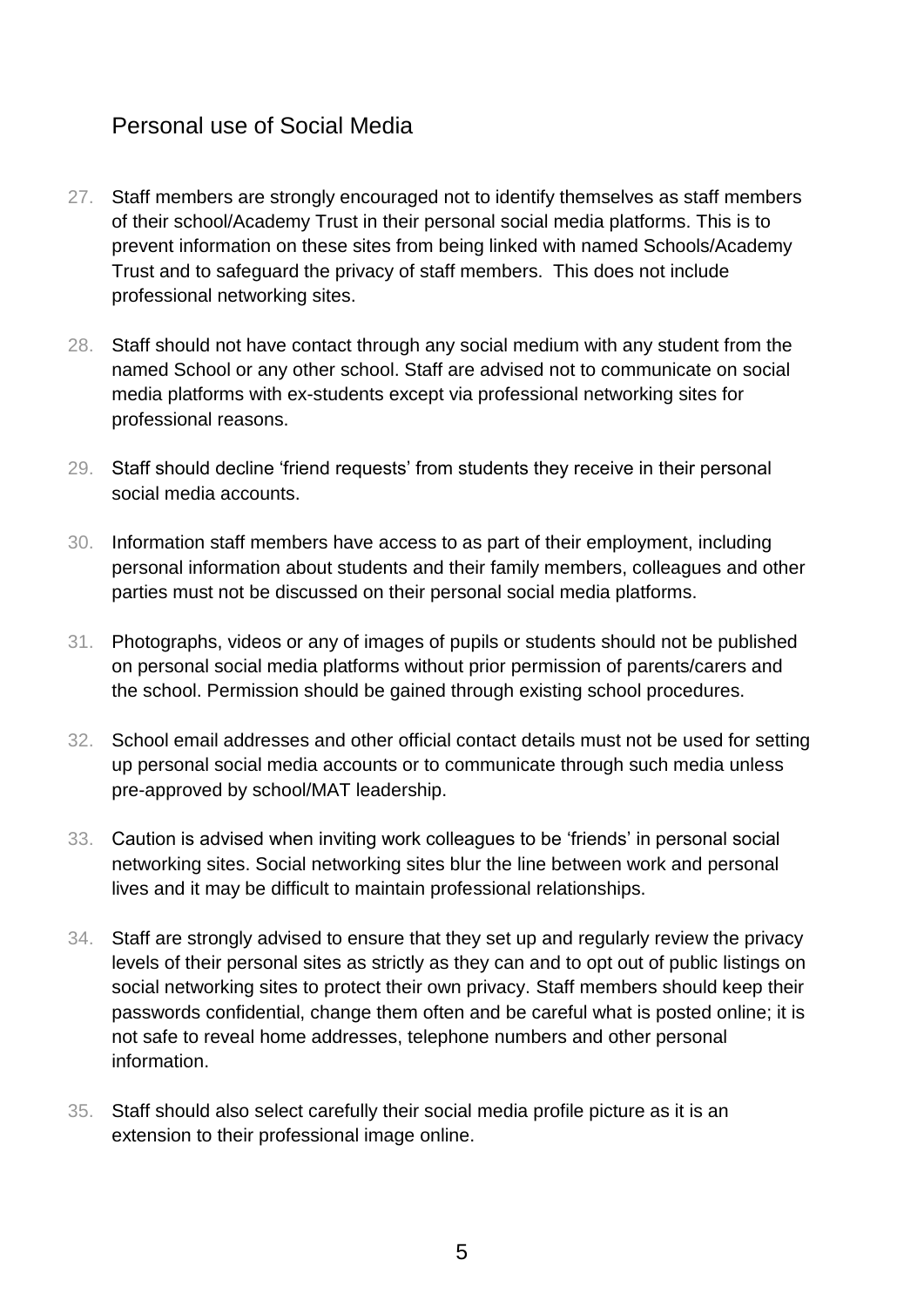## Personal use of Social Media

27. Staff members are strongly encouraged not to identify themselves as staff members of their school/Academy Trust in their personal social media platforms. This is to prevent information on these sites from being linked with named Schools/Academy Trust and to safeguard the privacy of staff members. This does not include professional networking sites.

28. Staff should not have contact through any social medium with any student from the named School or any other school. Staff are advised not to communicate on social media platforms with ex-students except via professional networking sites for professional reasons.

29. Staff should decline 'friend requests' from students they receive in their personal social media accounts.

30. Information staff members have access to as part of their employment, including personal information about students and their family members, colleagues and other parties must not be discussed on their personal social media platforms.

31. Photographs, videos or any of images of pupils or students should not be published on personal social media platforms without prior permission of parents/carers and the school. Permission should be gained through existing school procedures.

32. School email addresses and other official contact details must not be used for setting up personal social media accounts or to communicate through such media unless pre-approved by school/MAT leadership.

33. Caution is advised when inviting work colleagues to be 'friends' in personal social networking sites. Social networking sites blur the line between work and personal lives and it may be difficult to maintain professional relationships.

34. Staff are strongly advised to ensure that they set up and regularly review the privacy levels of their personal sites as strictly as they can and to opt out of public listings on social networking sites to protect their own privacy. Staff members should keep their passwords confidential, change them often and be careful what is posted online; it is not safe to reveal home addresses, telephone numbers and other personal information.

35. Staff should also select carefully their social media profile picture as it is an extension to their professional image online.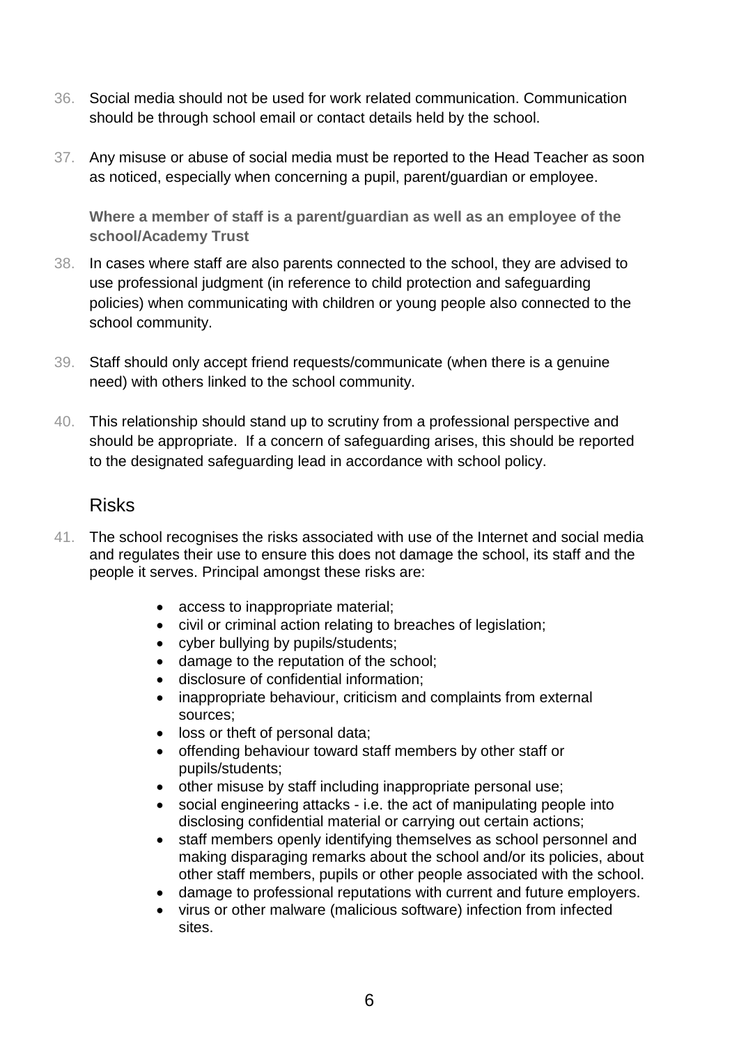36. Social media should not be used for work related communication. Communication should be through school email or contact details held by the school.

37. Any misuse or abuse of social media must be reported to the Head Teacher as soon as noticed, especially when concerning a pupil, parent/guardian or employee.

**Where a member of staff is a parent/guardian as well as an employee of the school/Academy Trust**

38. In cases where staff are also parents connected to the school, they are advised to use professional judgment (in reference to child protection and safeguarding policies) when communicating with children or young people also connected to the school community.

39. Staff should only accept friend requests/communicate (when there is a genuine need) with others linked to the school community.

40. This relationship should stand up to scrutiny from a professional perspective and should be appropriate. If a concern of safeguarding arises, this should be reported to the designated safeguarding lead in accordance with school policy.

## Risks

41. The school recognises the risks associated with use of the Internet and social media and regulates their use to ensure this does not damage the school, its staff and the people it serves. Principal amongst these risks are:

    - access to inappropriate material;
    - civil or criminal action relating to breaches of legislation;
    - cyber bullying by pupils/students;
    - damage to the reputation of the school;
    - disclosure of confidential information;
    - inappropriate behaviour, criticism and complaints from external sources;
    - loss or theft of personal data;
    - offending behaviour toward staff members by other staff or pupils/students;
    - other misuse by staff including inappropriate personal use;
    - social engineering attacks - i.e. the act of manipulating people into disclosing confidential material or carrying out certain actions;
    - staff members openly identifying themselves as school personnel and making disparaging remarks about the school and/or its policies, about other staff members, pupils or other people associated with the school.
    - damage to professional reputations with current and future employers.
    - virus or other malware (malicious software) infection from infected sites.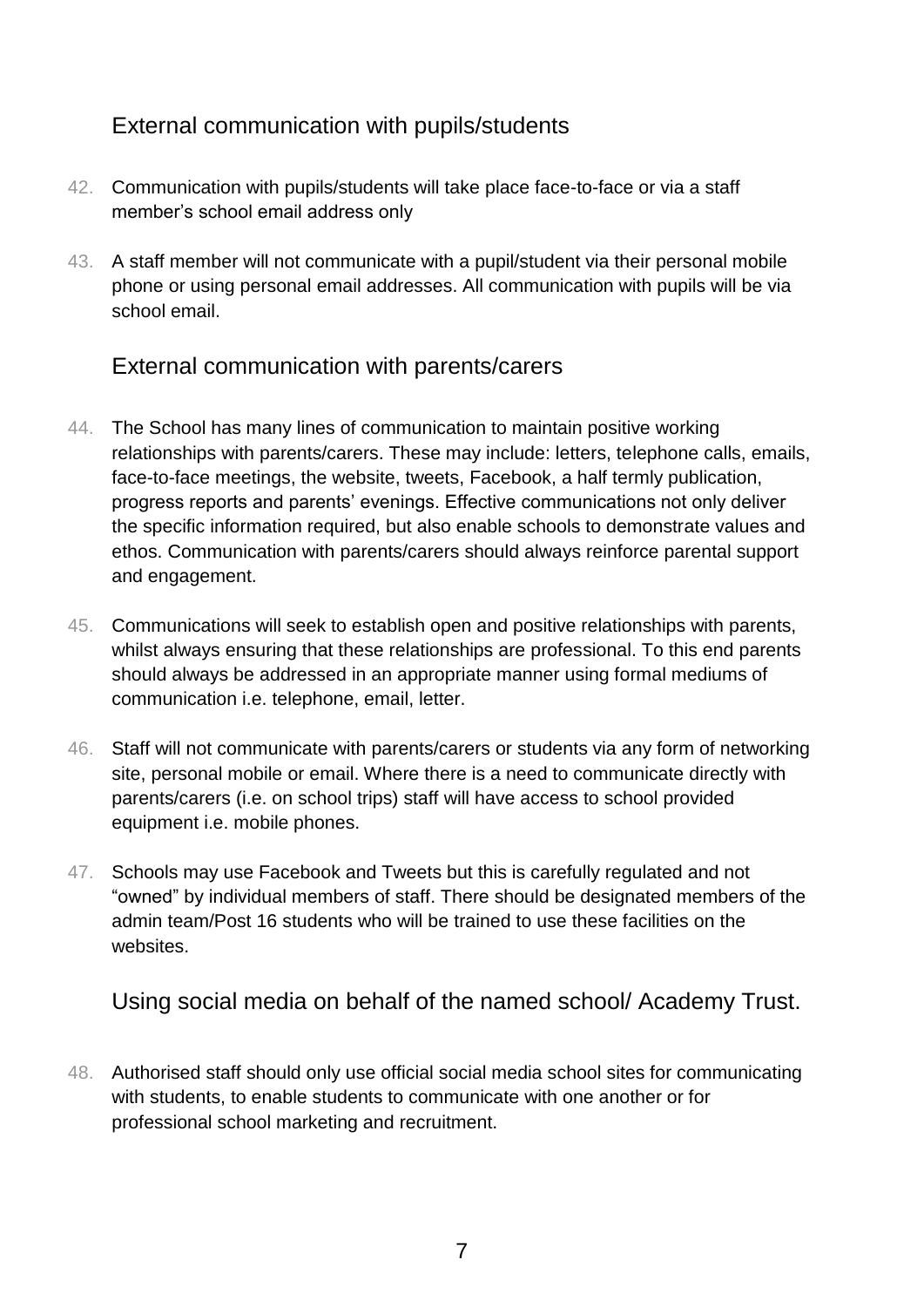## External communication with pupils/students

42. Communication with pupils/students will take place face-to-face or via a staff member's school email address only

43. A staff member will not communicate with a pupil/student via their personal mobile phone or using personal email addresses. All communication with pupils will be via school email.

## External communication with parents/carers

44. The School has many lines of communication to maintain positive working relationships with parents/carers. These may include: letters, telephone calls, emails, face-to-face meetings, the website, tweets, Facebook, a half termly publication, progress reports and parents' evenings. Effective communications not only deliver the specific information required, but also enable schools to demonstrate values and ethos. Communication with parents/carers should always reinforce parental support and engagement.

45. Communications will seek to establish open and positive relationships with parents, whilst always ensuring that these relationships are professional. To this end parents should always be addressed in an appropriate manner using formal mediums of communication i.e. telephone, email, letter.

46. Staff will not communicate with parents/carers or students via any form of networking site, personal mobile or email. Where there is a need to communicate directly with parents/carers (i.e. on school trips) staff will have access to school provided equipment i.e. mobile phones.

47. Schools may use Facebook and Tweets but this is carefully regulated and not "owned" by individual members of staff. There should be designated members of the admin team/Post 16 students who will be trained to use these facilities on the websites.

## Using social media on behalf of the named school/ Academy Trust.

48. Authorised staff should only use official social media school sites for communicating with students, to enable students to communicate with one another or for professional school marketing and recruitment.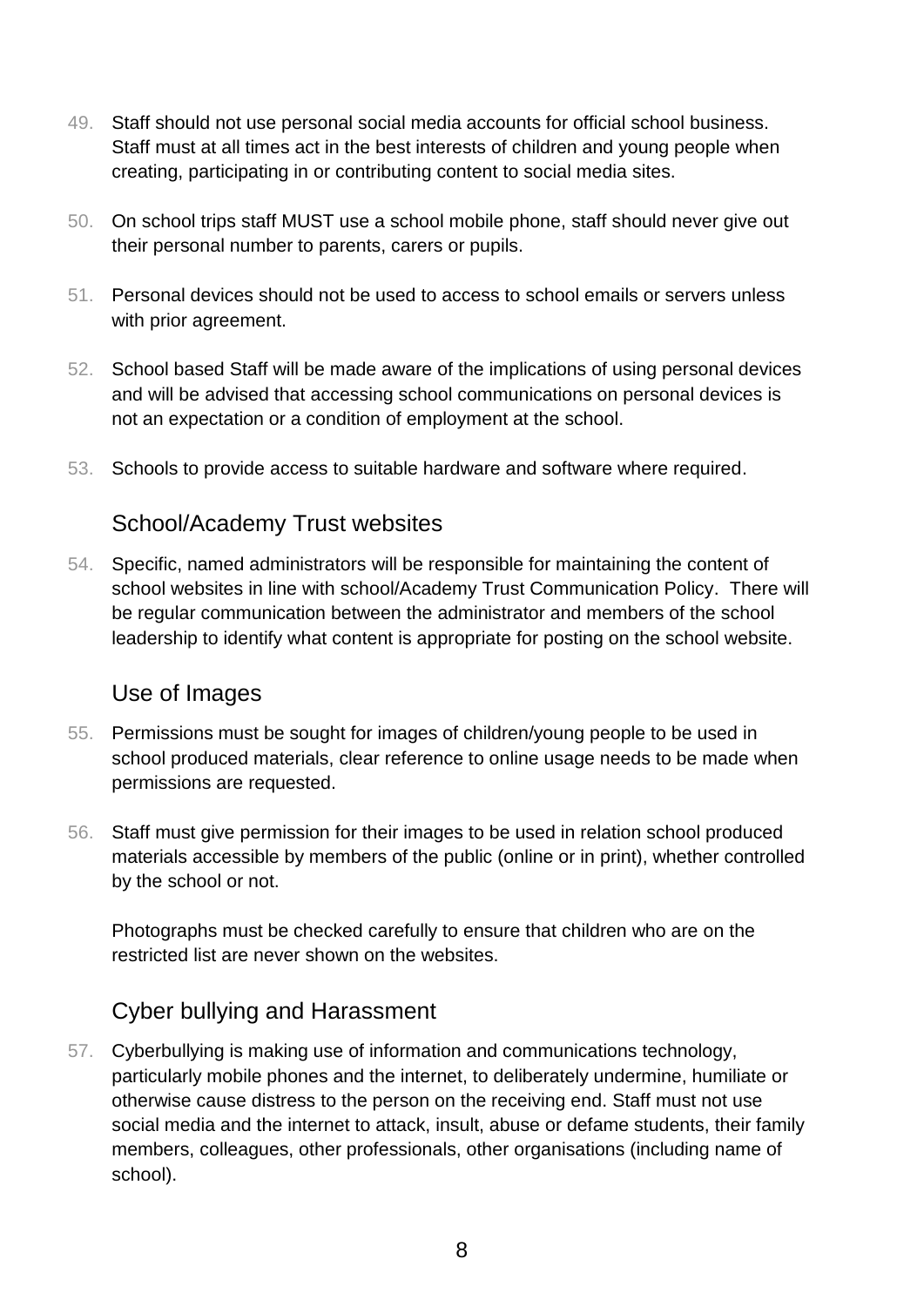49. Staff should not use personal social media accounts for official school business. Staff must at all times act in the best interests of children and young people when creating, participating in or contributing content to social media sites.

50. On school trips staff MUST use a school mobile phone, staff should never give out their personal number to parents, carers or pupils.

51. Personal devices should not be used to access to school emails or servers unless with prior agreement.

52. School based Staff will be made aware of the implications of using personal devices and will be advised that accessing school communications on personal devices is not an expectation or a condition of employment at the school.

53. Schools to provide access to suitable hardware and software where required.

## School/Academy Trust websites

54. Specific, named administrators will be responsible for maintaining the content of school websites in line with school/Academy Trust Communication Policy. There will be regular communication between the administrator and members of the school leadership to identify what content is appropriate for posting on the school website.

## Use of Images

55. Permissions must be sought for images of children/young people to be used in school produced materials, clear reference to online usage needs to be made when permissions are requested.

56. Staff must give permission for their images to be used in relation school produced materials accessible by members of the public (online or in print), whether controlled by the school or not.

    Photographs must be checked carefully to ensure that children who are on the restricted list are never shown on the websites.

## Cyber bullying and Harassment

57. Cyberbullying is making use of information and communications technology, particularly mobile phones and the internet, to deliberately undermine, humiliate or otherwise cause distress to the person on the receiving end. Staff must not use social media and the internet to attack, insult, abuse or defame students, their family members, colleagues, other professionals, other organisations (including name of school).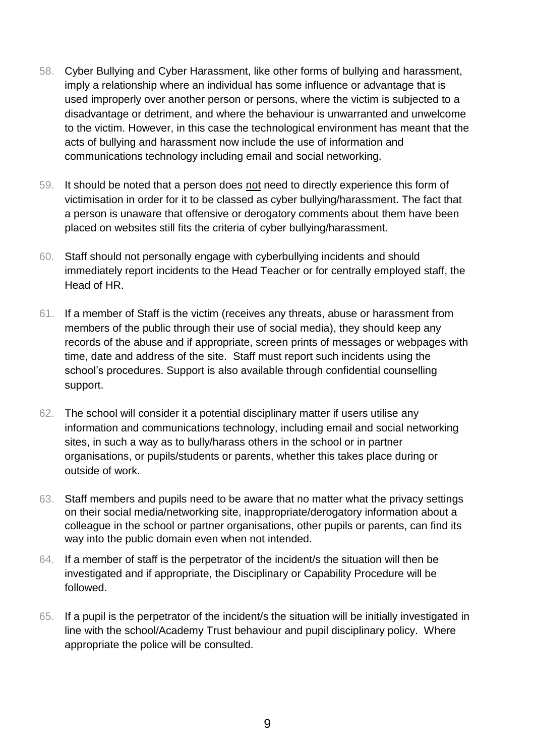58. Cyber Bullying and Cyber Harassment, like other forms of bullying and harassment, imply a relationship where an individual has some influence or advantage that is used improperly over another person or persons, where the victim is subjected to a disadvantage or detriment, and where the behaviour is unwarranted and unwelcome to the victim. However, in this case the technological environment has meant that the acts of bullying and harassment now include the use of information and communications technology including email and social networking.

59. It should be noted that a person does <u>not</u> need to directly experience this form of victimisation in order for it to be classed as cyber bullying/harassment. The fact that a person is unaware that offensive or derogatory comments about them have been placed on websites still fits the criteria of cyber bullying/harassment.

60. Staff should not personally engage with cyberbullying incidents and should immediately report incidents to the Head Teacher or for centrally employed staff, the Head of HR.

61. If a member of Staff is the victim (receives any threats, abuse or harassment from members of the public through their use of social media), they should keep any records of the abuse and if appropriate, screen prints of messages or webpages with time, date and address of the site. Staff must report such incidents using the school's procedures. Support is also available through confidential counselling support.

62. The school will consider it a potential disciplinary matter if users utilise any information and communications technology, including email and social networking sites, in such a way as to bully/harass others in the school or in partner organisations, or pupils/students or parents, whether this takes place during or outside of work.

63. Staff members and pupils need to be aware that no matter what the privacy settings on their social media/networking site, inappropriate/derogatory information about a colleague in the school or partner organisations, other pupils or parents, can find its way into the public domain even when not intended.

64. If a member of staff is the perpetrator of the incident/s the situation will then be investigated and if appropriate, the Disciplinary or Capability Procedure will be followed.

65. If a pupil is the perpetrator of the incident/s the situation will be initially investigated in line with the school/Academy Trust behaviour and pupil disciplinary policy. Where appropriate the police will be consulted.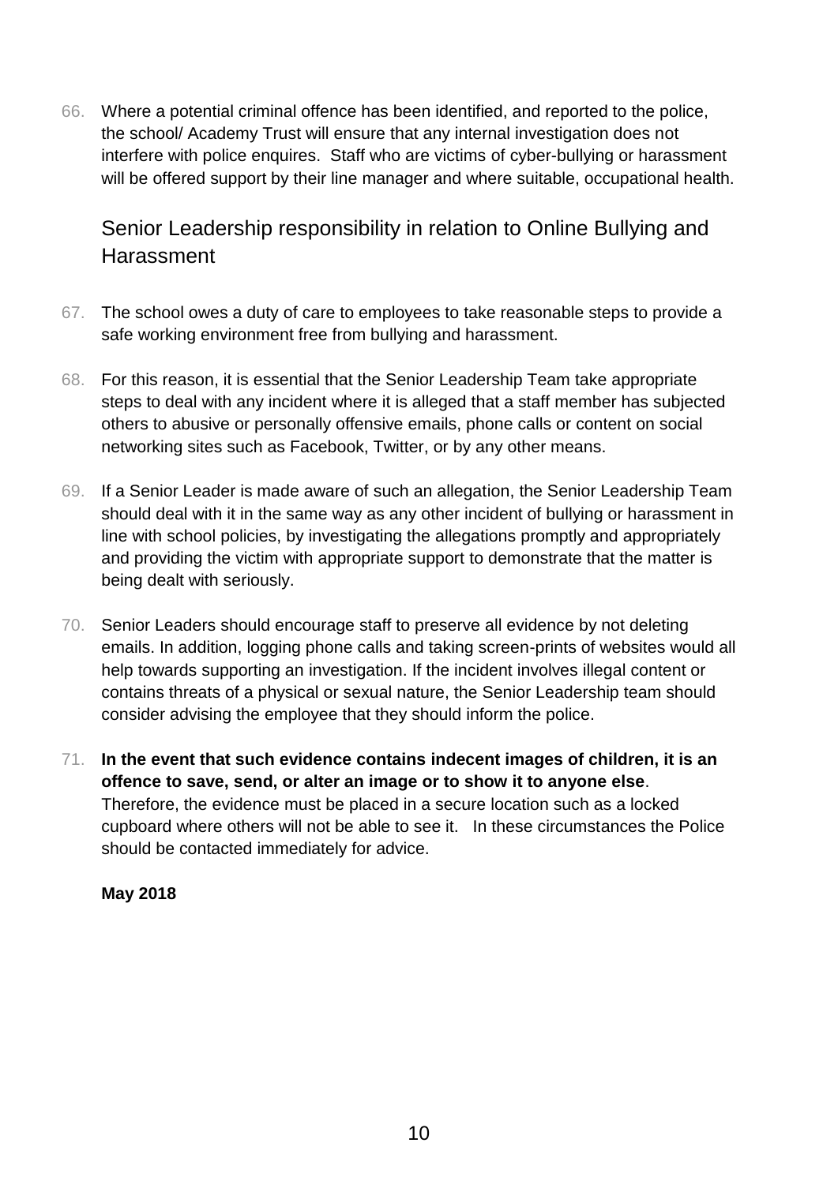66. Where a potential criminal offence has been identified, and reported to the police, the school/ Academy Trust will ensure that any internal investigation does not interfere with police enquires. Staff who are victims of cyber-bullying or harassment will be offered support by their line manager and where suitable, occupational health.

## Senior Leadership responsibility in relation to Online Bullying and Harassment

67. The school owes a duty of care to employees to take reasonable steps to provide a safe working environment free from bullying and harassment.

68. For this reason, it is essential that the Senior Leadership Team take appropriate steps to deal with any incident where it is alleged that a staff member has subjected others to abusive or personally offensive emails, phone calls or content on social networking sites such as Facebook, Twitter, or by any other means.

69. If a Senior Leader is made aware of such an allegation, the Senior Leadership Team should deal with it in the same way as any other incident of bullying or harassment in line with school policies, by investigating the allegations promptly and appropriately and providing the victim with appropriate support to demonstrate that the matter is being dealt with seriously.

70. Senior Leaders should encourage staff to preserve all evidence by not deleting emails. In addition, logging phone calls and taking screen-prints of websites would all help towards supporting an investigation. If the incident involves illegal content or contains threats of a physical or sexual nature, the Senior Leadership team should consider advising the employee that they should inform the police.

71. **In the event that such evidence contains indecent images of children, it is an offence to save, send, or alter an image or to show it to anyone else**. Therefore, the evidence must be placed in a secure location such as a locked cupboard where others will not be able to see it. In these circumstances the Police should be contacted immediately for advice.

**May 2018**